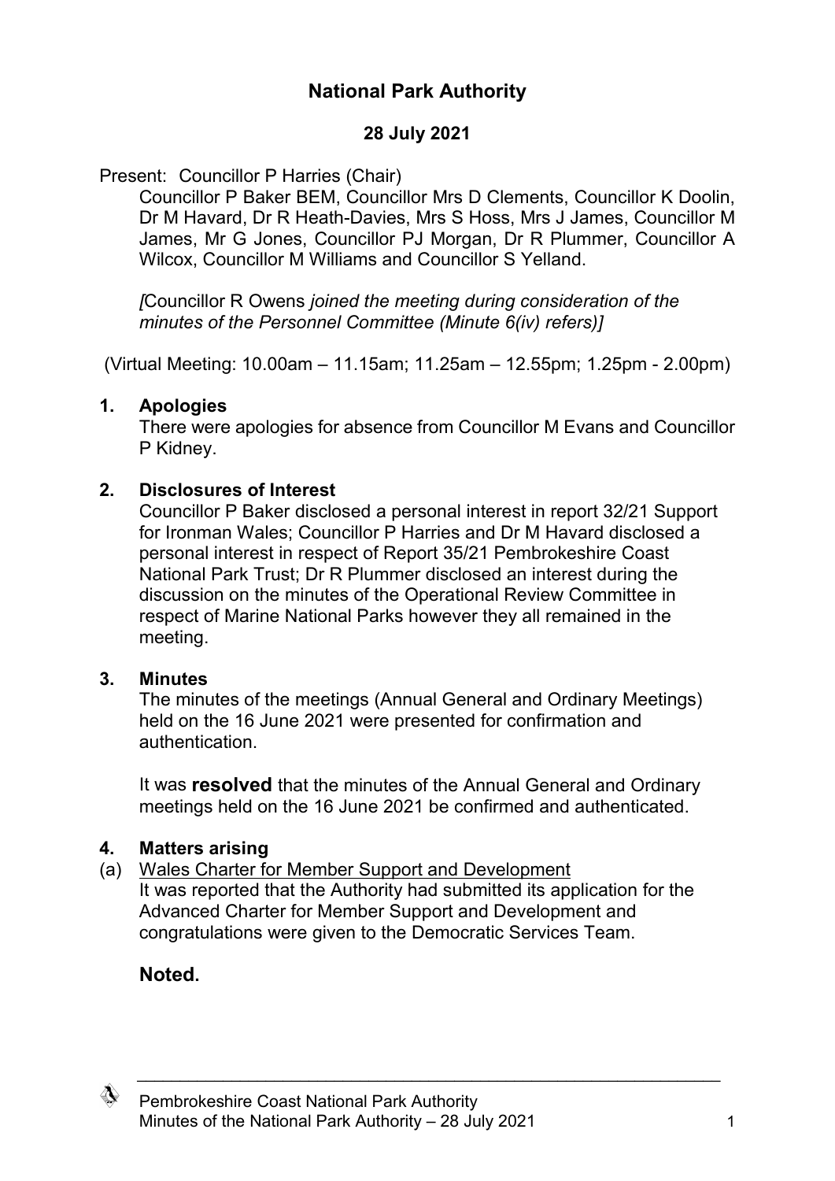# National Park Authority

## 28 July 2021

Present: Councillor P Harries (Chair)

Councillor P Baker BEM, Councillor Mrs D Clements, Councillor K Doolin, Dr M Havard, Dr R Heath-Davies, Mrs S Hoss, Mrs J James, Councillor M James, Mr G Jones, Councillor PJ Morgan, Dr R Plummer, Councillor A Wilcox, Councillor M Williams and Councillor S Yelland.

*[*Councillor R Owens *joined the meeting during consideration of the minutes of the Personnel Committee (Minute 6(iv) refers)]*

(Virtual Meeting: 10.00am – 11.15am; 11.25am – 12.55pm; 1.25pm - 2.00pm)

### 1. Apologies

There were apologies for absence from Councillor M Evans and Councillor P Kidney.

### 2. Disclosures of Interest

Councillor P Baker disclosed a personal interest in report 32/21 Support for Ironman Wales; Councillor P Harries and Dr M Havard disclosed a personal interest in respect of Report 35/21 Pembrokeshire Coast National Park Trust; Dr R Plummer disclosed an interest during the discussion on the minutes of the Operational Review Committee in respect of Marine National Parks however they all remained in the meeting.

### 3. Minutes

The minutes of the meetings (Annual General and Ordinary Meetings) held on the 16 June 2021 were presented for confirmation and authentication.

It was **resolved** that the minutes of the Annual General and Ordinary meetings held on the 16 June 2021 be confirmed and authenticated.

### 4. Matters arising

(a) Wales Charter for Member Support and Development

It was reported that the Authority had submitted its application for the Advanced Charter for Member Support and Development and congratulations were given to the Democratic Services Team.

**Noted.**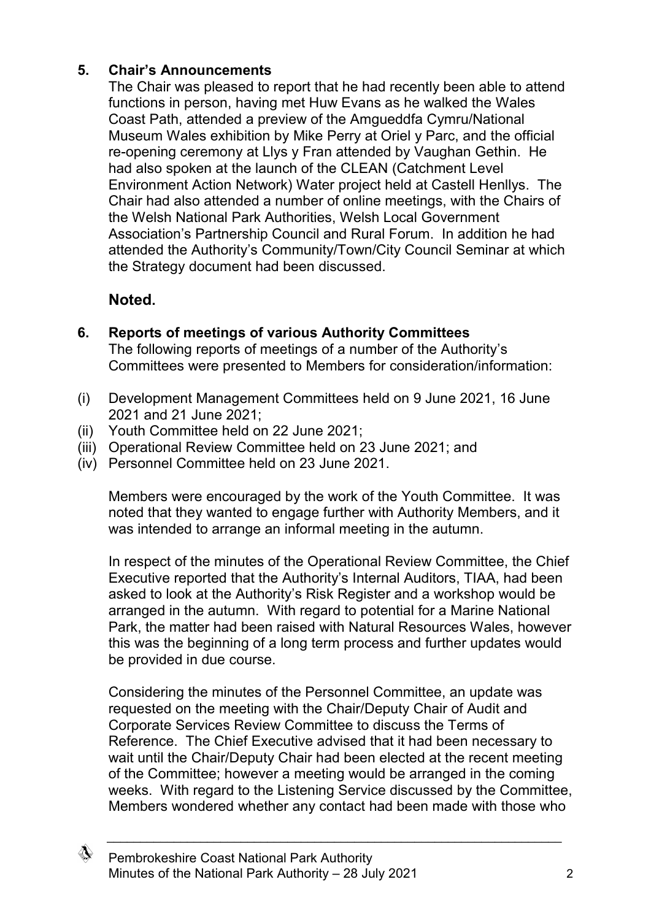## 5. Chair's Announcements

The Chair was pleased to report that he had recently been able to attend functions in person, having met Huw Evans as he walked the Wales Coast Path, attended a preview of the Amgueddfa Cymru/National Museum Wales exhibition by Mike Perry at Oriel y Parc, and the official re-opening ceremony at Llys y Fran attended by Vaughan Gethin. He had also spoken at the launch of the CLEAN (Catchment Level Environment Action Network) Water project held at Castell Henllys. The Chair had also attended a number of online meetings, with the Chairs of the Welsh National Park Authorities, Welsh Local Government Association's Partnership Council and Rural Forum. In addition he had attended the Authority's Community/Town/City Council Seminar at which the Strategy document had been discussed.

**Noted.**

## 6. Reports of meetings of various Authority Committees

The following reports of meetings of a number of the Authority's Committees were presented to Members for consideration/information:

(i) Development Management Committees held on 9 June 2021, 16 June 2021 and 21 June 2021;
(ii) Youth Committee held on 22 June 2021;
(iii) Operational Review Committee held on 23 June 2021; and
(iv) Personnel Committee held on 23 June 2021.

Members were encouraged by the work of the Youth Committee. It was noted that they wanted to engage further with Authority Members, and it was intended to arrange an informal meeting in the autumn.

In respect of the minutes of the Operational Review Committee, the Chief Executive reported that the Authority's Internal Auditors, TIAA, had been asked to look at the Authority's Risk Register and a workshop would be arranged in the autumn. With regard to potential for a Marine National Park, the matter had been raised with Natural Resources Wales, however this was the beginning of a long term process and further updates would be provided in due course.

Considering the minutes of the Personnel Committee, an update was requested on the meeting with the Chair/Deputy Chair of Audit and Corporate Services Review Committee to discuss the Terms of Reference. The Chief Executive advised that it had been necessary to wait until the Chair/Deputy Chair had been elected at the recent meeting of the Committee; however a meeting would be arranged in the coming weeks. With regard to the Listening Service discussed by the Committee, Members wondered whether any contact had been made with those who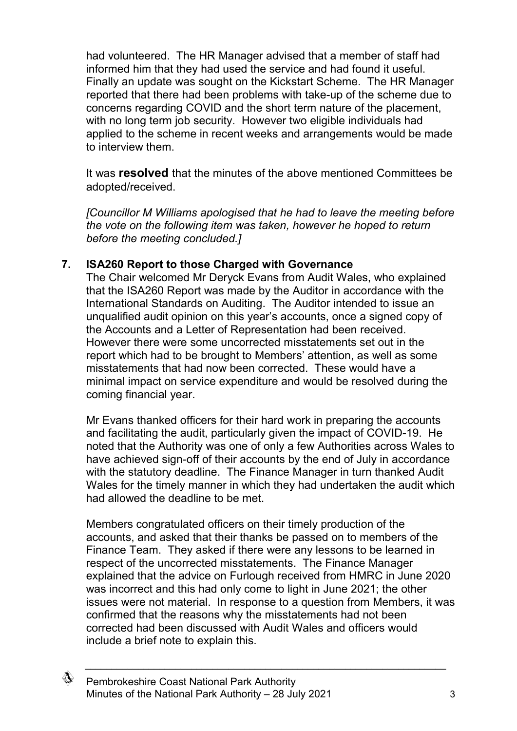had volunteered. The HR Manager advised that a member of staff had informed him that they had used the service and had found it useful. Finally an update was sought on the Kickstart Scheme. The HR Manager reported that there had been problems with take-up of the scheme due to concerns regarding COVID and the short term nature of the placement, with no long term job security. However two eligible individuals had applied to the scheme in recent weeks and arrangements would be made to interview them.

It was **resolved** that the minutes of the above mentioned Committees be adopted/received.

*[Councillor M Williams apologised that he had to leave the meeting before the vote on the following item was taken, however he hoped to return before the meeting concluded.]*

**7. ISA260 Report to those Charged with Governance**

The Chair welcomed Mr Deryck Evans from Audit Wales, who explained that the ISA260 Report was made by the Auditor in accordance with the International Standards on Auditing. The Auditor intended to issue an unqualified audit opinion on this year's accounts, once a signed copy of the Accounts and a Letter of Representation had been received. However there were some uncorrected misstatements set out in the report which had to be brought to Members' attention, as well as some misstatements that had now been corrected. These would have a minimal impact on service expenditure and would be resolved during the coming financial year.

Mr Evans thanked officers for their hard work in preparing the accounts and facilitating the audit, particularly given the impact of COVID-19. He noted that the Authority was one of only a few Authorities across Wales to have achieved sign-off of their accounts by the end of July in accordance with the statutory deadline. The Finance Manager in turn thanked Audit Wales for the timely manner in which they had undertaken the audit which had allowed the deadline to be met.

Members congratulated officers on their timely production of the accounts, and asked that their thanks be passed on to members of the Finance Team. They asked if there were any lessons to be learned in respect of the uncorrected misstatements. The Finance Manager explained that the advice on Furlough received from HMRC in June 2020 was incorrect and this had only come to light in June 2021; the other issues were not material. In response to a question from Members, it was confirmed that the reasons why the misstatements had not been corrected had been discussed with Audit Wales and officers would include a brief note to explain this.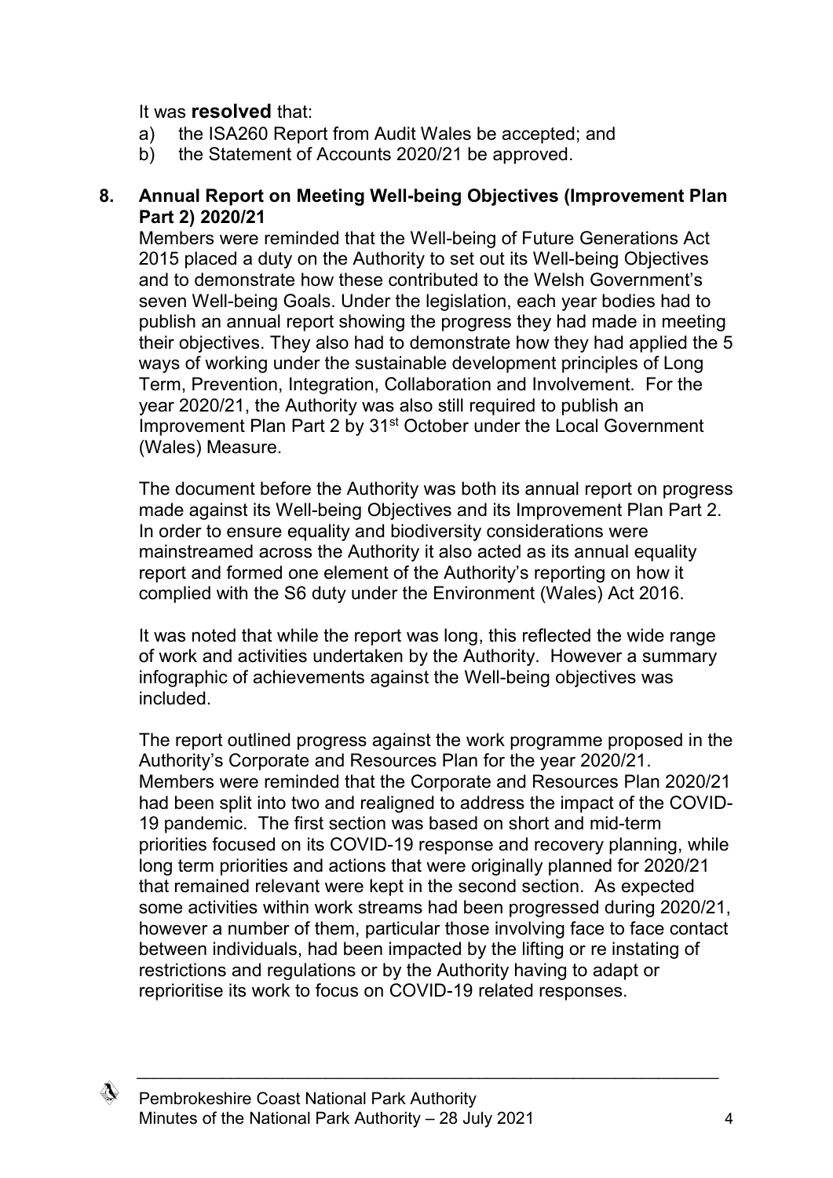It was **resolved** that:

a) the ISA260 Report from Audit Wales be accepted; and
b) the Statement of Accounts 2020/21 be approved.

**8. Annual Report on Meeting Well-being Objectives (Improvement Plan Part 2) 2020/21**

Members were reminded that the Well-being of Future Generations Act 2015 placed a duty on the Authority to set out its Well-being Objectives and to demonstrate how these contributed to the Welsh Government's seven Well-being Goals. Under the legislation, each year bodies had to publish an annual report showing the progress they had made in meeting their objectives. They also had to demonstrate how they had applied the 5 ways of working under the sustainable development principles of Long Term, Prevention, Integration, Collaboration and Involvement. For the year 2020/21, the Authority was also still required to publish an Improvement Plan Part 2 by 31st October under the Local Government (Wales) Measure.

The document before the Authority was both its annual report on progress made against its Well-being Objectives and its Improvement Plan Part 2. In order to ensure equality and biodiversity considerations were mainstreamed across the Authority it also acted as its annual equality report and formed one element of the Authority's reporting on how it complied with the S6 duty under the Environment (Wales) Act 2016.

It was noted that while the report was long, this reflected the wide range of work and activities undertaken by the Authority. However a summary infographic of achievements against the Well-being objectives was included.

The report outlined progress against the work programme proposed in the Authority's Corporate and Resources Plan for the year 2020/21. Members were reminded that the Corporate and Resources Plan 2020/21 had been split into two and realigned to address the impact of the COVID-19 pandemic. The first section was based on short and mid-term priorities focused on its COVID-19 response and recovery planning, while long term priorities and actions that were originally planned for 2020/21 that remained relevant were kept in the second section. As expected some activities within work streams had been progressed during 2020/21, however a number of them, particular those involving face to face contact between individuals, had been impacted by the lifting or re instating of restrictions and regulations or by the Authority having to adapt or reprioritise its work to focus on COVID-19 related responses.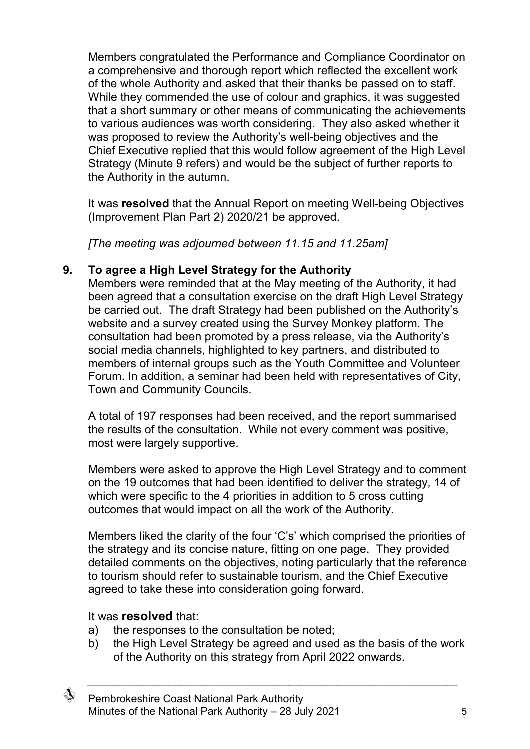Members congratulated the Performance and Compliance Coordinator on a comprehensive and thorough report which reflected the excellent work of the whole Authority and asked that their thanks be passed on to staff. While they commended the use of colour and graphics, it was suggested that a short summary or other means of communicating the achievements to various audiences was worth considering. They also asked whether it was proposed to review the Authority's well-being objectives and the Chief Executive replied that this would follow agreement of the High Level Strategy (Minute 9 refers) and would be the subject of further reports to the Authority in the autumn.

It was **resolved** that the Annual Report on meeting Well-being Objectives (Improvement Plan Part 2) 2020/21 be approved.

*[The meeting was adjourned between 11.15 and 11.25am]*

## 9. To agree a High Level Strategy for the Authority

Members were reminded that at the May meeting of the Authority, it had been agreed that a consultation exercise on the draft High Level Strategy be carried out. The draft Strategy had been published on the Authority's website and a survey created using the Survey Monkey platform. The consultation had been promoted by a press release, via the Authority's social media channels, highlighted to key partners, and distributed to members of internal groups such as the Youth Committee and Volunteer Forum. In addition, a seminar had been held with representatives of City, Town and Community Councils.

A total of 197 responses had been received, and the report summarised the results of the consultation. While not every comment was positive, most were largely supportive.

Members were asked to approve the High Level Strategy and to comment on the 19 outcomes that had been identified to deliver the strategy, 14 of which were specific to the 4 priorities in addition to 5 cross cutting outcomes that would impact on all the work of the Authority.

Members liked the clarity of the four 'C's' which comprised the priorities of the strategy and its concise nature, fitting on one page. They provided detailed comments on the objectives, noting particularly that the reference to tourism should refer to sustainable tourism, and the Chief Executive agreed to take these into consideration going forward.

It was **resolved** that:

a) the responses to the consultation be noted;
b) the High Level Strategy be agreed and used as the basis of the work of the Authority on this strategy from April 2022 onwards.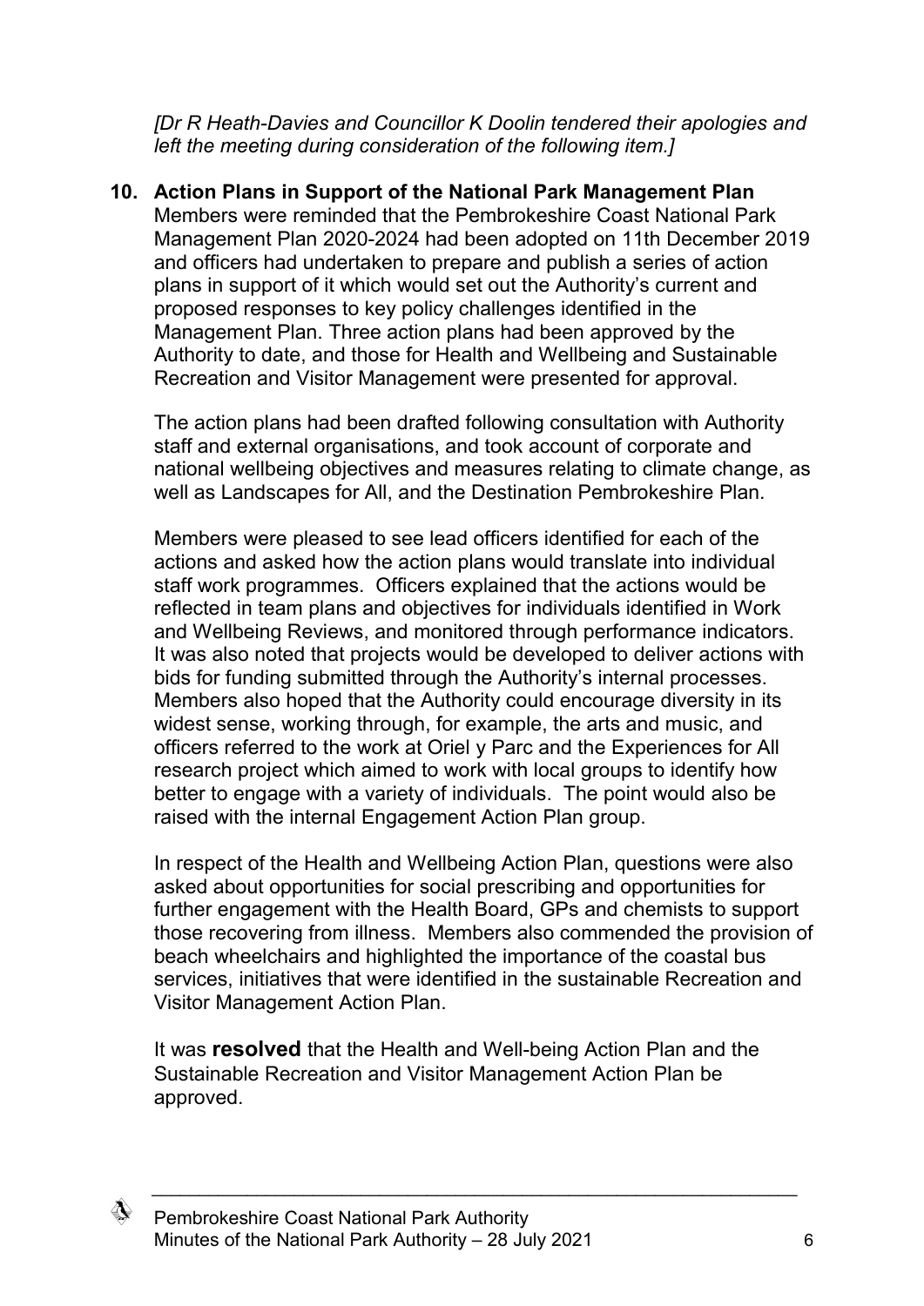*[Dr R Heath-Davies and Councillor K Doolin tendered their apologies and left the meeting during consideration of the following item.]*

**10. Action Plans in Support of the National Park Management Plan**

Members were reminded that the Pembrokeshire Coast National Park Management Plan 2020-2024 had been adopted on 11th December 2019 and officers had undertaken to prepare and publish a series of action plans in support of it which would set out the Authority's current and proposed responses to key policy challenges identified in the Management Plan. Three action plans had been approved by the Authority to date, and those for Health and Wellbeing and Sustainable Recreation and Visitor Management were presented for approval.

The action plans had been drafted following consultation with Authority staff and external organisations, and took account of corporate and national wellbeing objectives and measures relating to climate change, as well as Landscapes for All, and the Destination Pembrokeshire Plan.

Members were pleased to see lead officers identified for each of the actions and asked how the action plans would translate into individual staff work programmes. Officers explained that the actions would be reflected in team plans and objectives for individuals identified in Work and Wellbeing Reviews, and monitored through performance indicators. It was also noted that projects would be developed to deliver actions with bids for funding submitted through the Authority's internal processes. Members also hoped that the Authority could encourage diversity in its widest sense, working through, for example, the arts and music, and officers referred to the work at Oriel y Parc and the Experiences for All research project which aimed to work with local groups to identify how better to engage with a variety of individuals. The point would also be raised with the internal Engagement Action Plan group.

In respect of the Health and Wellbeing Action Plan, questions were also asked about opportunities for social prescribing and opportunities for further engagement with the Health Board, GPs and chemists to support those recovering from illness. Members also commended the provision of beach wheelchairs and highlighted the importance of the coastal bus services, initiatives that were identified in the sustainable Recreation and Visitor Management Action Plan.

It was **resolved** that the Health and Well-being Action Plan and the Sustainable Recreation and Visitor Management Action Plan be approved.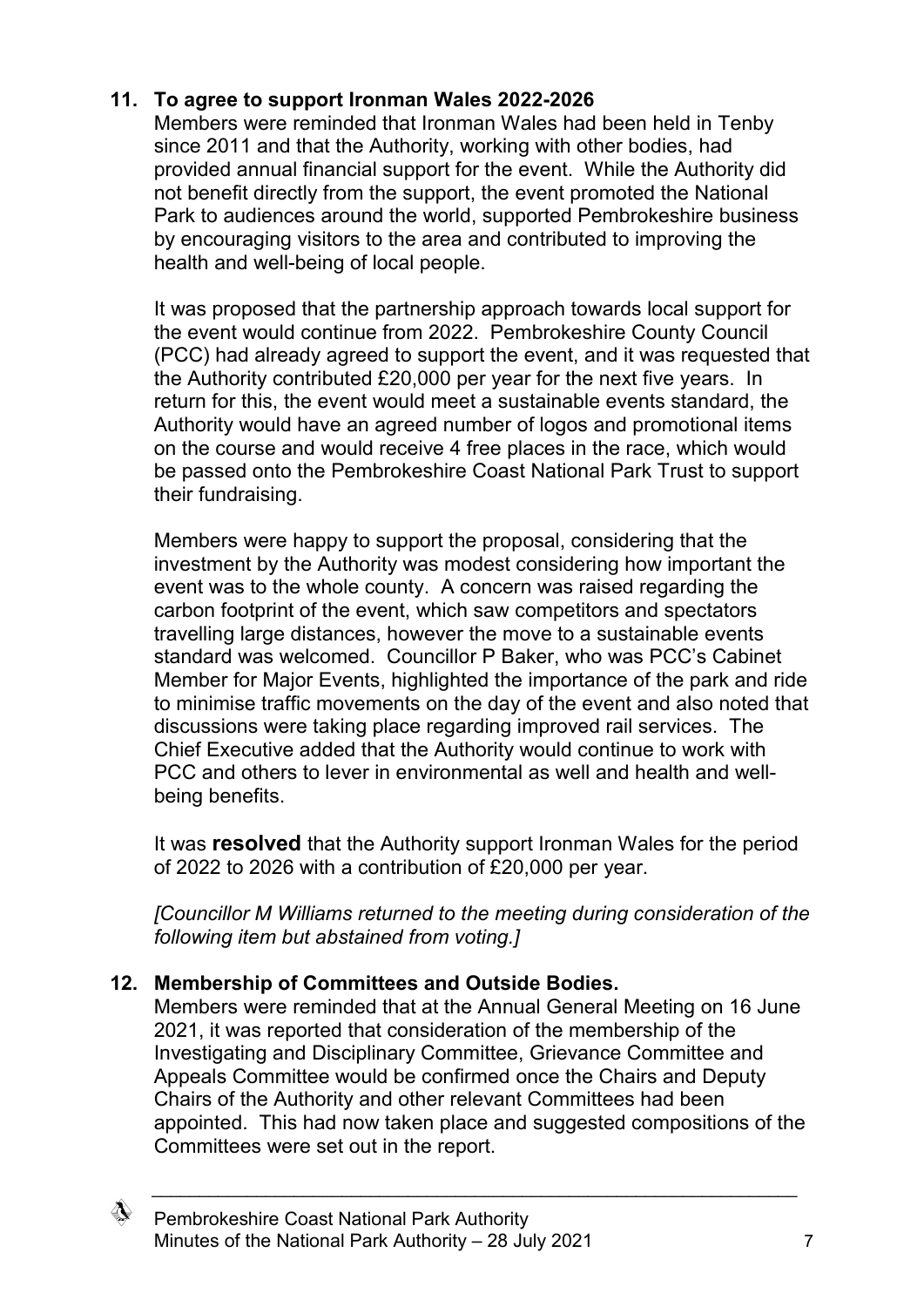## 11. To agree to support Ironman Wales 2022-2026

Members were reminded that Ironman Wales had been held in Tenby since 2011 and that the Authority, working with other bodies, had provided annual financial support for the event. While the Authority did not benefit directly from the support, the event promoted the National Park to audiences around the world, supported Pembrokeshire business by encouraging visitors to the area and contributed to improving the health and well-being of local people.

It was proposed that the partnership approach towards local support for the event would continue from 2022. Pembrokeshire County Council (PCC) had already agreed to support the event, and it was requested that the Authority contributed £20,000 per year for the next five years. In return for this, the event would meet a sustainable events standard, the Authority would have an agreed number of logos and promotional items on the course and would receive 4 free places in the race, which would be passed onto the Pembrokeshire Coast National Park Trust to support their fundraising.

Members were happy to support the proposal, considering that the investment by the Authority was modest considering how important the event was to the whole county. A concern was raised regarding the carbon footprint of the event, which saw competitors and spectators travelling large distances, however the move to a sustainable events standard was welcomed. Councillor P Baker, who was PCC's Cabinet Member for Major Events, highlighted the importance of the park and ride to minimise traffic movements on the day of the event and also noted that discussions were taking place regarding improved rail services. The Chief Executive added that the Authority would continue to work with PCC and others to lever in environmental as well and health and well-being benefits.

It was **resolved** that the Authority support Ironman Wales for the period of 2022 to 2026 with a contribution of £20,000 per year.

*[Councillor M Williams returned to the meeting during consideration of the following item but abstained from voting.]*

## 12. Membership of Committees and Outside Bodies.

Members were reminded that at the Annual General Meeting on 16 June 2021, it was reported that consideration of the membership of the Investigating and Disciplinary Committee, Grievance Committee and Appeals Committee would be confirmed once the Chairs and Deputy Chairs of the Authority and other relevant Committees had been appointed. This had now taken place and suggested compositions of the Committees were set out in the report.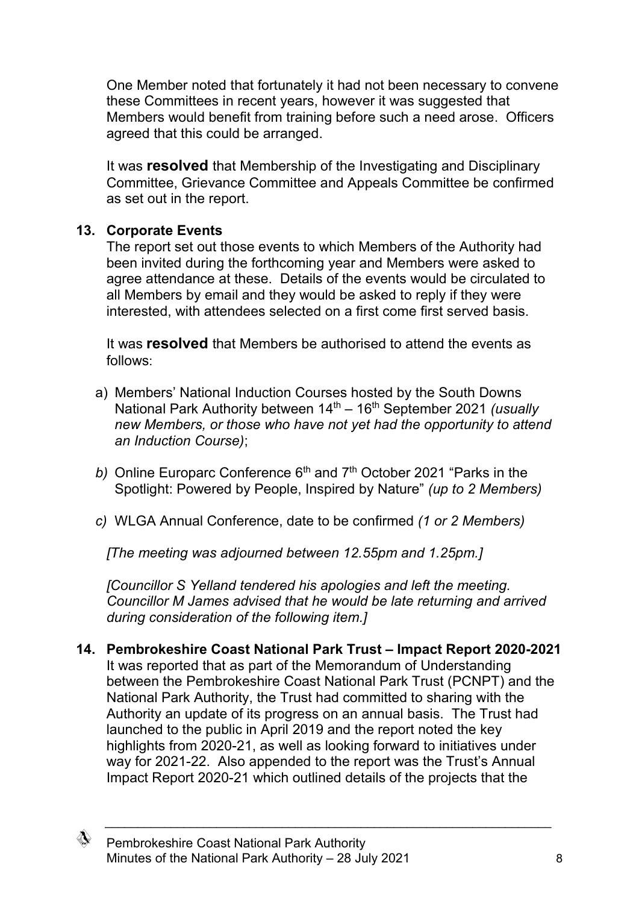One Member noted that fortunately it had not been necessary to convene these Committees in recent years, however it was suggested that Members would benefit from training before such a need arose. Officers agreed that this could be arranged.

It was **resolved** that Membership of the Investigating and Disciplinary Committee, Grievance Committee and Appeals Committee be confirmed as set out in the report.

**13. Corporate Events**

The report set out those events to which Members of the Authority had been invited during the forthcoming year and Members were asked to agree attendance at these. Details of the events would be circulated to all Members by email and they would be asked to reply if they were interested, with attendees selected on a first come first served basis.

It was **resolved** that Members be authorised to attend the events as follows:

a) Members' National Induction Courses hosted by the South Downs National Park Authority between 14th – 16th September 2021 *(usually new Members, or those who have not yet had the opportunity to attend an Induction Course)*;

*b)* Online Europarc Conference 6th and 7th October 2021 "Parks in the Spotlight: Powered by People, Inspired by Nature" *(up to 2 Members)*

*c)* WLGA Annual Conference, date to be confirmed *(1 or 2 Members)*

*[The meeting was adjourned between 12.55pm and 1.25pm.]*

*[Councillor S Yelland tendered his apologies and left the meeting. Councillor M James advised that he would be late returning and arrived during consideration of the following item.]*

**14. Pembrokeshire Coast National Park Trust – Impact Report 2020-2021**

It was reported that as part of the Memorandum of Understanding between the Pembrokeshire Coast National Park Trust (PCNPT) and the National Park Authority, the Trust had committed to sharing with the Authority an update of its progress on an annual basis. The Trust had launched to the public in April 2019 and the report noted the key highlights from 2020-21, as well as looking forward to initiatives under way for 2021-22. Also appended to the report was the Trust's Annual Impact Report 2020-21 which outlined details of the projects that the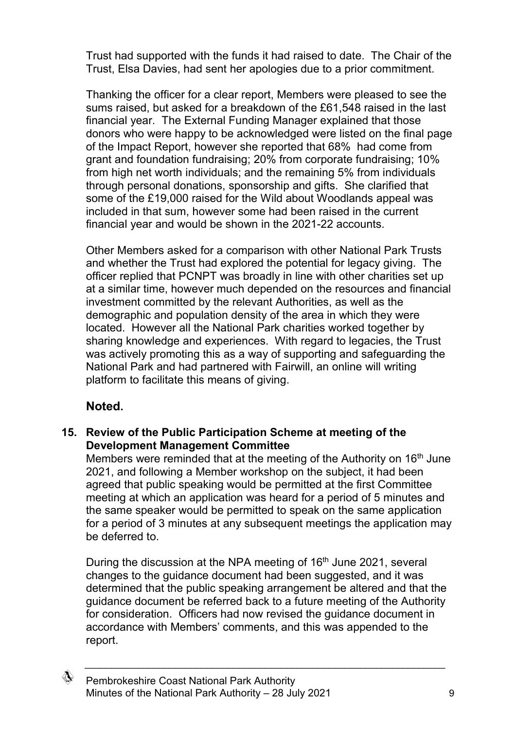Trust had supported with the funds it had raised to date. The Chair of the Trust, Elsa Davies, had sent her apologies due to a prior commitment.

Thanking the officer for a clear report, Members were pleased to see the sums raised, but asked for a breakdown of the £61,548 raised in the last financial year. The External Funding Manager explained that those donors who were happy to be acknowledged were listed on the final page of the Impact Report, however she reported that 68% had come from grant and foundation fundraising; 20% from corporate fundraising; 10% from high net worth individuals; and the remaining 5% from individuals through personal donations, sponsorship and gifts. She clarified that some of the £19,000 raised for the Wild about Woodlands appeal was included in that sum, however some had been raised in the current financial year and would be shown in the 2021-22 accounts.

Other Members asked for a comparison with other National Park Trusts and whether the Trust had explored the potential for legacy giving. The officer replied that PCNPT was broadly in line with other charities set up at a similar time, however much depended on the resources and financial investment committed by the relevant Authorities, as well as the demographic and population density of the area in which they were located. However all the National Park charities worked together by sharing knowledge and experiences. With regard to legacies, the Trust was actively promoting this as a way of supporting and safeguarding the National Park and had partnered with Fairwill, an online will writing platform to facilitate this means of giving.

**Noted.**

**15. Review of the Public Participation Scheme at meeting of the Development Management Committee**

Members were reminded that at the meeting of the Authority on 16th June 2021, and following a Member workshop on the subject, it had been agreed that public speaking would be permitted at the first Committee meeting at which an application was heard for a period of 5 minutes and the same speaker would be permitted to speak on the same application for a period of 3 minutes at any subsequent meetings the application may be deferred to.

During the discussion at the NPA meeting of 16th June 2021, several changes to the guidance document had been suggested, and it was determined that the public speaking arrangement be altered and that the guidance document be referred back to a future meeting of the Authority for consideration. Officers had now revised the guidance document in accordance with Members' comments, and this was appended to the report.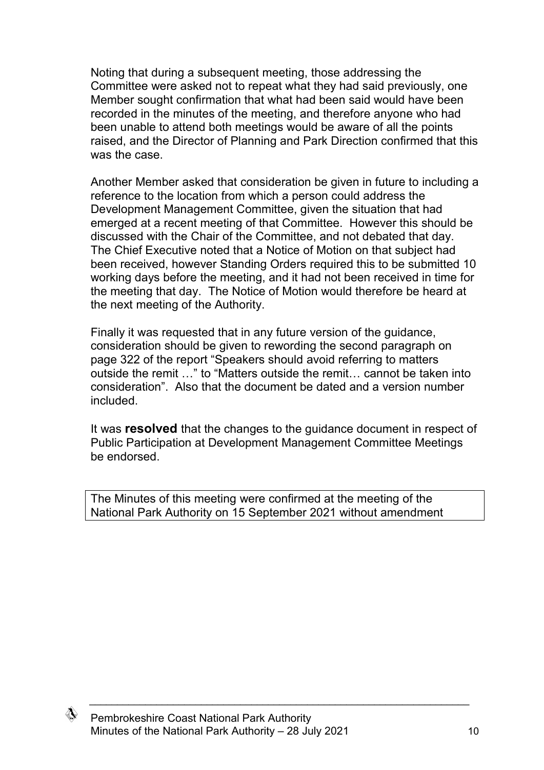Noting that during a subsequent meeting, those addressing the Committee were asked not to repeat what they had said previously, one Member sought confirmation that what had been said would have been recorded in the minutes of the meeting, and therefore anyone who had been unable to attend both meetings would be aware of all the points raised, and the Director of Planning and Park Direction confirmed that this was the case.

Another Member asked that consideration be given in future to including a reference to the location from which a person could address the Development Management Committee, given the situation that had emerged at a recent meeting of that Committee. However this should be discussed with the Chair of the Committee, and not debated that day. The Chief Executive noted that a Notice of Motion on that subject had been received, however Standing Orders required this to be submitted 10 working days before the meeting, and it had not been received in time for the meeting that day. The Notice of Motion would therefore be heard at the next meeting of the Authority.

Finally it was requested that in any future version of the guidance, consideration should be given to rewording the second paragraph on page 322 of the report "Speakers should avoid referring to matters outside the remit …" to "Matters outside the remit… cannot be taken into consideration". Also that the document be dated and a version number included.

It was **resolved** that the changes to the guidance document in respect of Public Participation at Development Management Committee Meetings be endorsed.

The Minutes of this meeting were confirmed at the meeting of the National Park Authority on 15 September 2021 without amendment